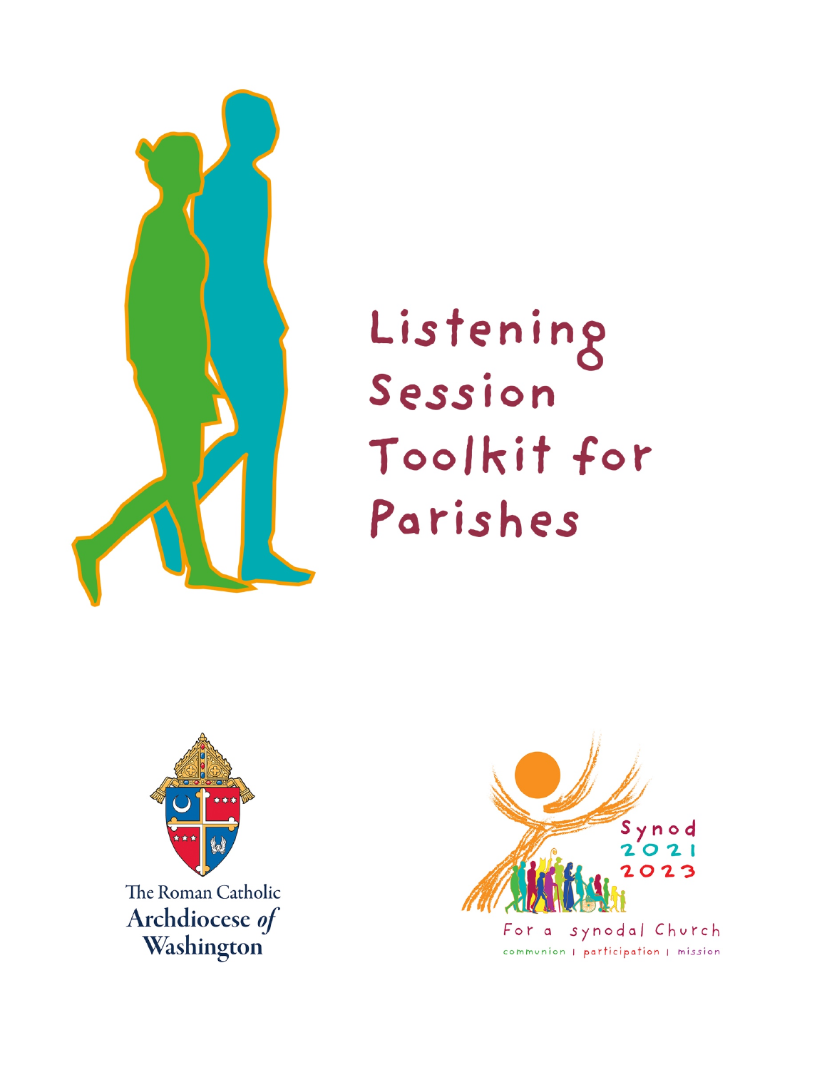# Listening Session Toolkit for Parishes

The Roman Catholic Archdiocese *of* Washington

Synod 2021 2023

For a synodal Church

communion | participation | mission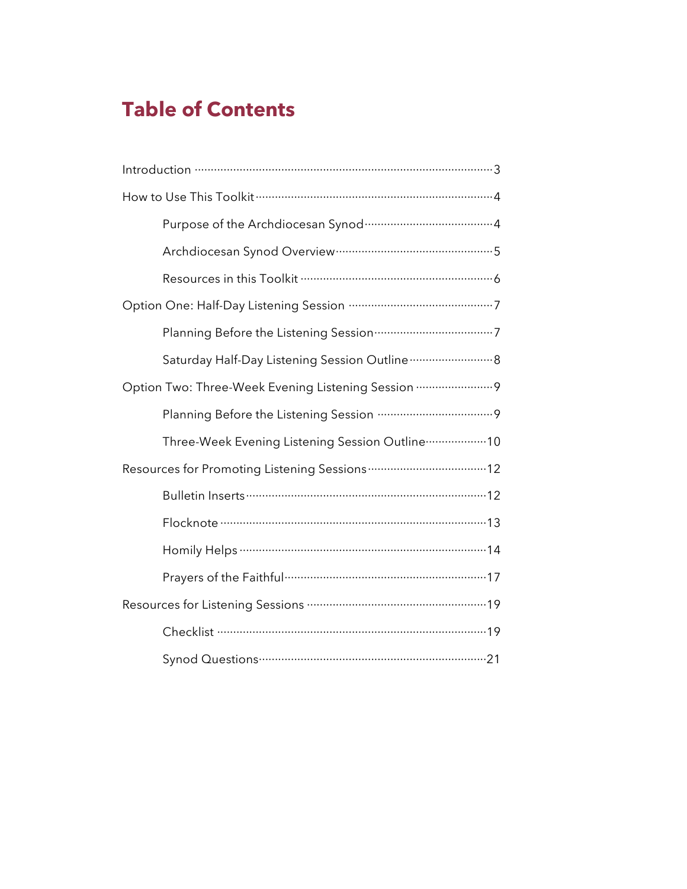# Table of Contents

- Introduction ........ 3
- How to Use This Toolkit ........ 4
    - Purpose of the Archdiocesan Synod ........ 4
    - Archdiocesan Synod Overview ........ 5
    - Resources in this Toolkit ........ 6
- Option One: Half-Day Listening Session ........ 7
    - Planning Before the Listening Session ........ 7
    - Saturday Half-Day Listening Session Outline ........ 8
- Option Two: Three-Week Evening Listening Session ........ 9
    - Planning Before the Listening Session ........ 9
    - Three-Week Evening Listening Session Outline ........ 10
- Resources for Promoting Listening Sessions ........ 12
    - Bulletin Inserts ........ 12
    - Flocknote ........ 13
    - Homily Helps ........ 14
    - Prayers of the Faithful ........ 17
- Resources for Listening Sessions ........ 19
    - Checklist ........ 19
    - Synod Questions ........ 21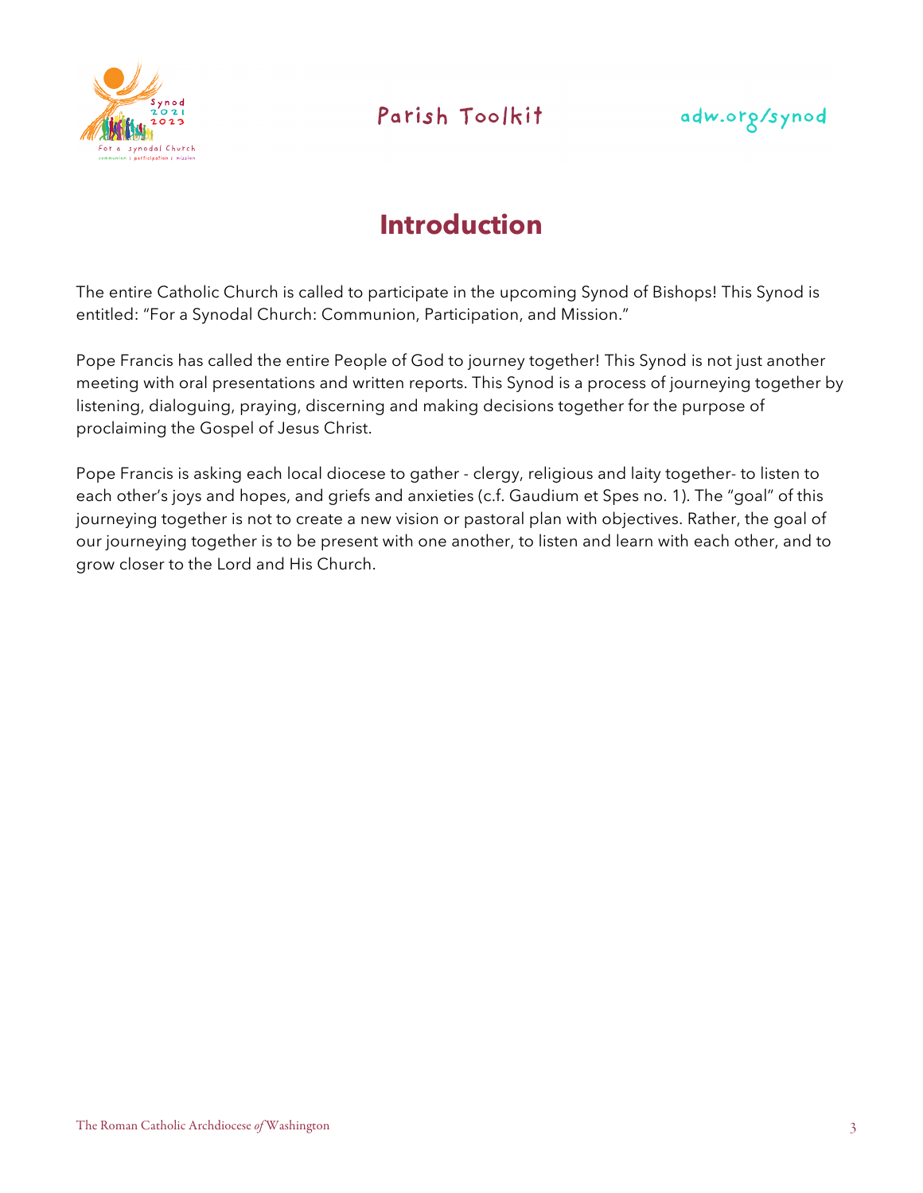# Introduction

The entire Catholic Church is called to participate in the upcoming Synod of Bishops! This Synod is entitled: "For a Synodal Church: Communion, Participation, and Mission."

Pope Francis has called the entire People of God to journey together! This Synod is not just another meeting with oral presentations and written reports. This Synod is a process of journeying together by listening, dialoguing, praying, discerning and making decisions together for the purpose of proclaiming the Gospel of Jesus Christ.

Pope Francis is asking each local diocese to gather - clergy, religious and laity together- to listen to each other's joys and hopes, and griefs and anxieties (c.f. Gaudium et Spes no. 1). The "goal" of this journeying together is not to create a new vision or pastoral plan with objectives. Rather, the goal of our journeying together is to be present with one another, to listen and learn with each other, and to grow closer to the Lord and His Church.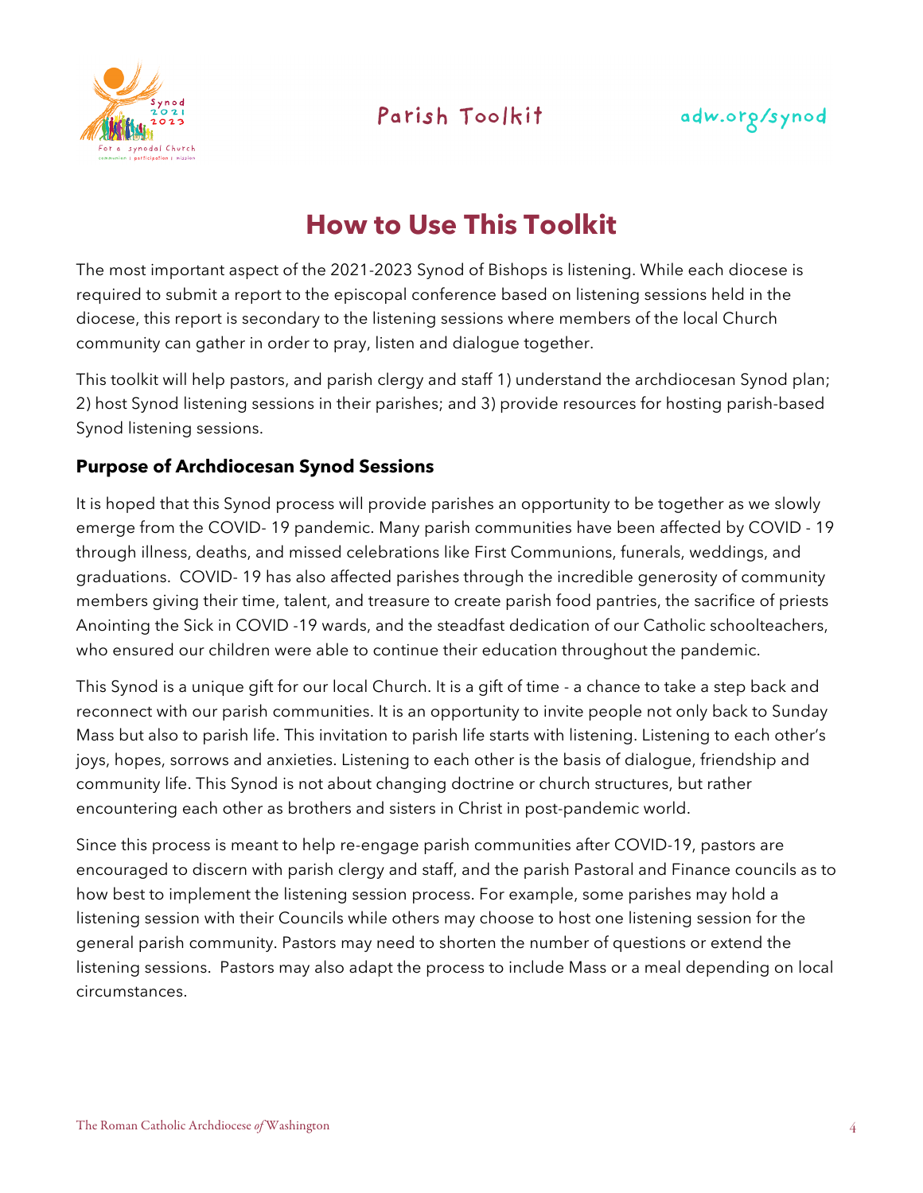# How to Use This Toolkit

The most important aspect of the 2021-2023 Synod of Bishops is listening. While each diocese is required to submit a report to the episcopal conference based on listening sessions held in the diocese, this report is secondary to the listening sessions where members of the local Church community can gather in order to pray, listen and dialogue together.

This toolkit will help pastors, and parish clergy and staff 1) understand the archdiocesan Synod plan; 2) host Synod listening sessions in their parishes; and 3) provide resources for hosting parish-based Synod listening sessions.

## Purpose of Archdiocesan Synod Sessions

It is hoped that this Synod process will provide parishes an opportunity to be together as we slowly emerge from the COVID- 19 pandemic. Many parish communities have been affected by COVID - 19 through illness, deaths, and missed celebrations like First Communions, funerals, weddings, and graduations. COVID- 19 has also affected parishes through the incredible generosity of community members giving their time, talent, and treasure to create parish food pantries, the sacrifice of priests Anointing the Sick in COVID -19 wards, and the steadfast dedication of our Catholic schoolteachers, who ensured our children were able to continue their education throughout the pandemic.

This Synod is a unique gift for our local Church. It is a gift of time - a chance to take a step back and reconnect with our parish communities. It is an opportunity to invite people not only back to Sunday Mass but also to parish life. This invitation to parish life starts with listening. Listening to each other's joys, hopes, sorrows and anxieties. Listening to each other is the basis of dialogue, friendship and community life. This Synod is not about changing doctrine or church structures, but rather encountering each other as brothers and sisters in Christ in post-pandemic world.

Since this process is meant to help re-engage parish communities after COVID-19, pastors are encouraged to discern with parish clergy and staff, and the parish Pastoral and Finance councils as to how best to implement the listening session process. For example, some parishes may hold a listening session with their Councils while others may choose to host one listening session for the general parish community. Pastors may need to shorten the number of questions or extend the listening sessions. Pastors may also adapt the process to include Mass or a meal depending on local circumstances.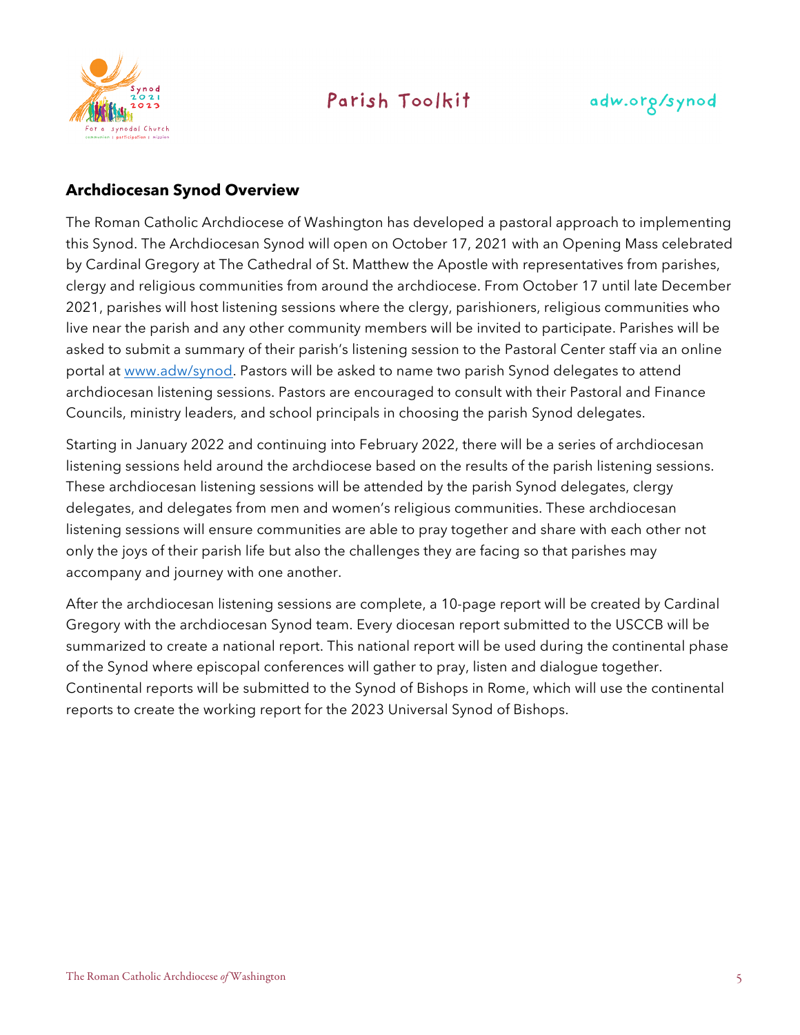## Archdiocesan Synod Overview

The Roman Catholic Archdiocese of Washington has developed a pastoral approach to implementing this Synod. The Archdiocesan Synod will open on October 17, 2021 with an Opening Mass celebrated by Cardinal Gregory at The Cathedral of St. Matthew the Apostle with representatives from parishes, clergy and religious communities from around the archdiocese. From October 17 until late December 2021, parishes will host listening sessions where the clergy, parishioners, religious communities who live near the parish and any other community members will be invited to participate. Parishes will be asked to submit a summary of their parish's listening session to the Pastoral Center staff via an online portal at [www.adw/synod](www.adw/synod). Pastors will be asked to name two parish Synod delegates to attend archdiocesan listening sessions. Pastors are encouraged to consult with their Pastoral and Finance Councils, ministry leaders, and school principals in choosing the parish Synod delegates.

Starting in January 2022 and continuing into February 2022, there will be a series of archdiocesan listening sessions held around the archdiocese based on the results of the parish listening sessions. These archdiocesan listening sessions will be attended by the parish Synod delegates, clergy delegates, and delegates from men and women's religious communities. These archdiocesan listening sessions will ensure communities are able to pray together and share with each other not only the joys of their parish life but also the challenges they are facing so that parishes may accompany and journey with one another.

After the archdiocesan listening sessions are complete, a 10-page report will be created by Cardinal Gregory with the archdiocesan Synod team. Every diocesan report submitted to the USCCB will be summarized to create a national report. This national report will be used during the continental phase of the Synod where episcopal conferences will gather to pray, listen and dialogue together. Continental reports will be submitted to the Synod of Bishops in Rome, which will use the continental reports to create the working report for the 2023 Universal Synod of Bishops.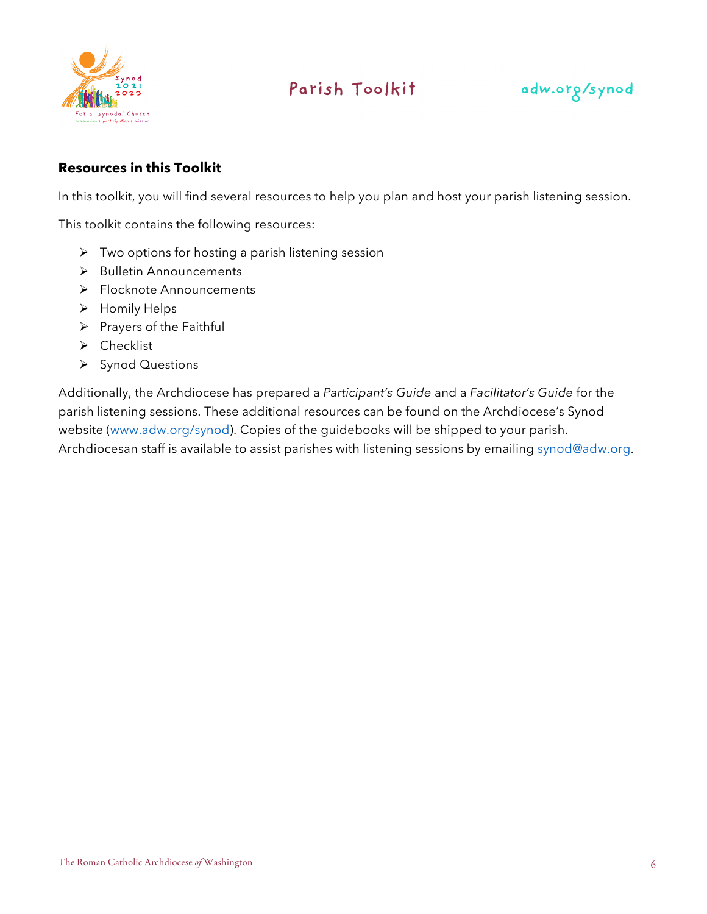## Resources in this Toolkit

In this toolkit, you will find several resources to help you plan and host your parish listening session.

This toolkit contains the following resources:

- Two options for hosting a parish listening session
- Bulletin Announcements
- Flocknote Announcements
- Homily Helps
- Prayers of the Faithful
- Checklist
- Synod Questions

Additionally, the Archdiocese has prepared a *Participant's Guide* and a *Facilitator's Guide* for the parish listening sessions. These additional resources can be found on the Archdiocese's Synod website (www.adw.org/synod). Copies of the guidebooks will be shipped to your parish. Archdiocesan staff is available to assist parishes with listening sessions by emailing synod@adw.org.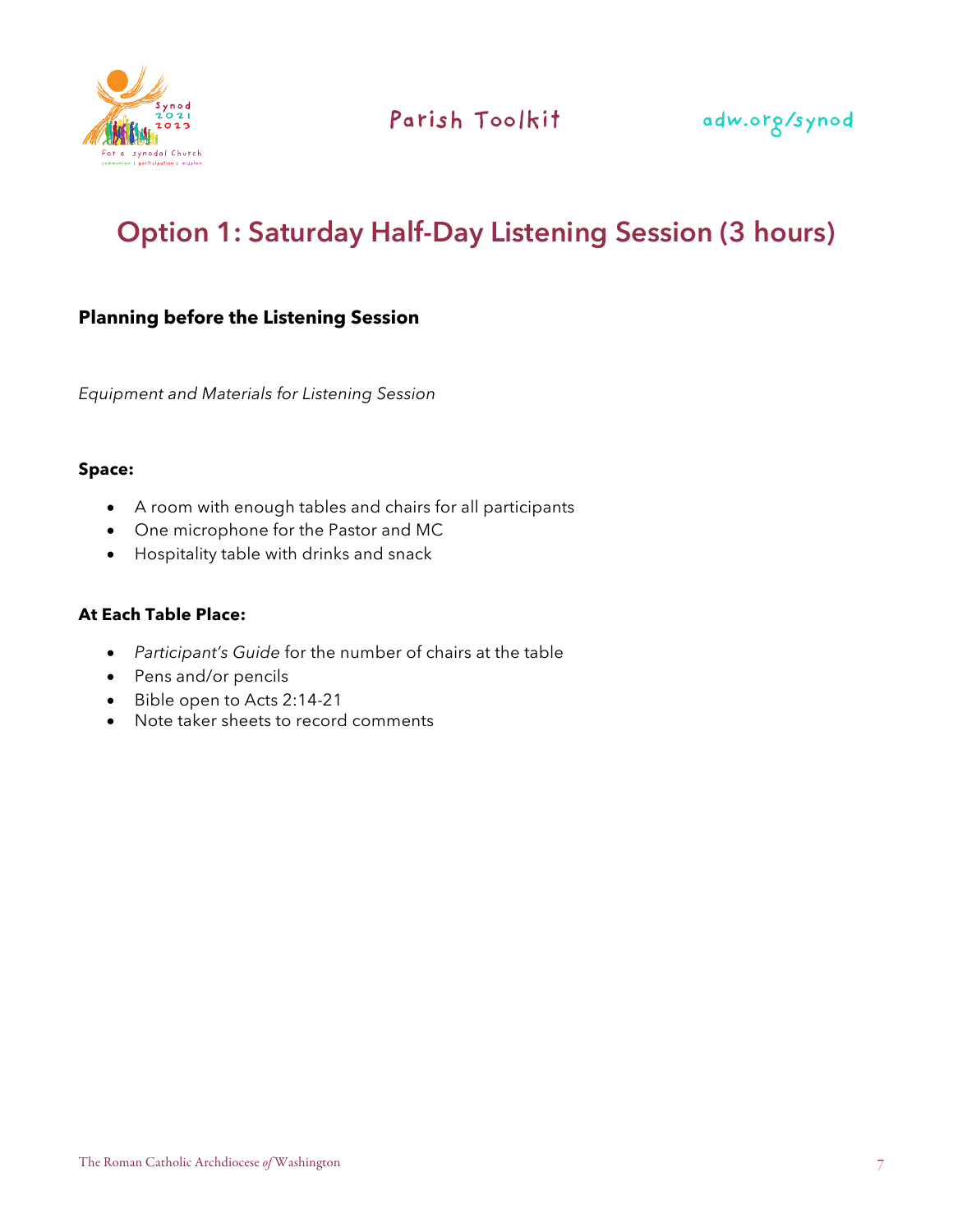# Option 1: Saturday Half-Day Listening Session (3 hours)

## Planning before the Listening Session

*Equipment and Materials for Listening Session*

**Space:**

- A room with enough tables and chairs for all participants
- One microphone for the Pastor and MC
- Hospitality table with drinks and snack

**At Each Table Place:**

- *Participant's Guide* for the number of chairs at the table
- Pens and/or pencils
- Bible open to Acts 2:14-21
- Note taker sheets to record comments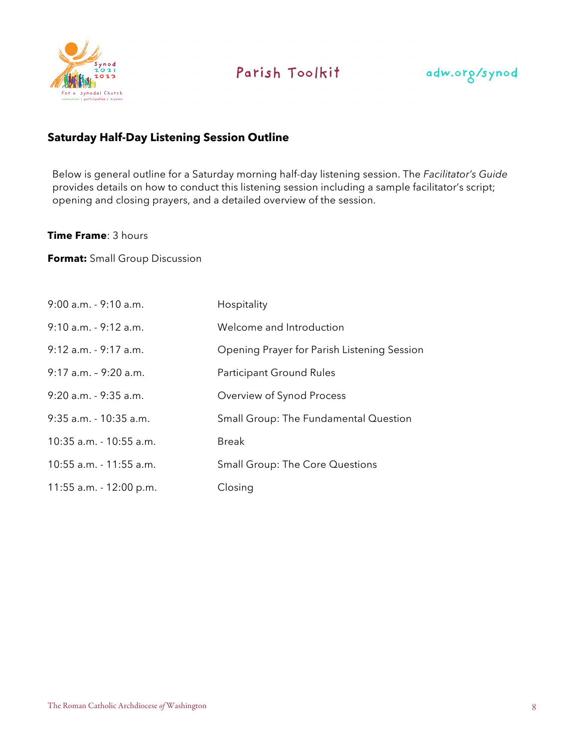## Saturday Half-Day Listening Session Outline

Below is general outline for a Saturday morning half-day listening session. The *Facilitator's Guide* provides details on how to conduct this listening session including a sample facilitator's script; opening and closing prayers, and a detailed overview of the session.

**Time Frame**: 3 hours

**Format:** Small Group Discussion

| | |
|---|---|
| 9:00 a.m. - 9:10 a.m. | Hospitality |
| 9:10 a.m. - 9:12 a.m. | Welcome and Introduction |
| 9:12 a.m. - 9:17 a.m. | Opening Prayer for Parish Listening Session |
| 9:17 a.m. – 9:20 a.m. | Participant Ground Rules |
| 9:20 a.m. - 9:35 a.m. | Overview of Synod Process |
| 9:35 a.m. - 10:35 a.m. | Small Group: The Fundamental Question |
| 10:35 a.m. - 10:55 a.m. | Break |
| 10:55 a.m. - 11:55 a.m. | Small Group: The Core Questions |
| 11:55 a.m. - 12:00 p.m. | Closing |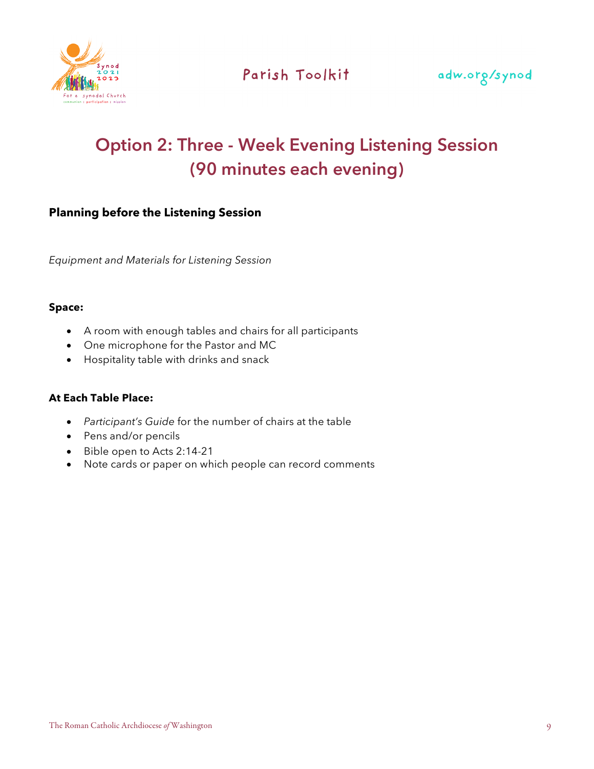# Option 2: Three - Week Evening Listening Session (90 minutes each evening)

**Planning before the Listening Session**

*Equipment and Materials for Listening Session*

**Space:**

- A room with enough tables and chairs for all participants
- One microphone for the Pastor and MC
- Hospitality table with drinks and snack

**At Each Table Place:**

- *Participant's Guide* for the number of chairs at the table
- Pens and/or pencils
- Bible open to Acts 2:14-21
- Note cards or paper on which people can record comments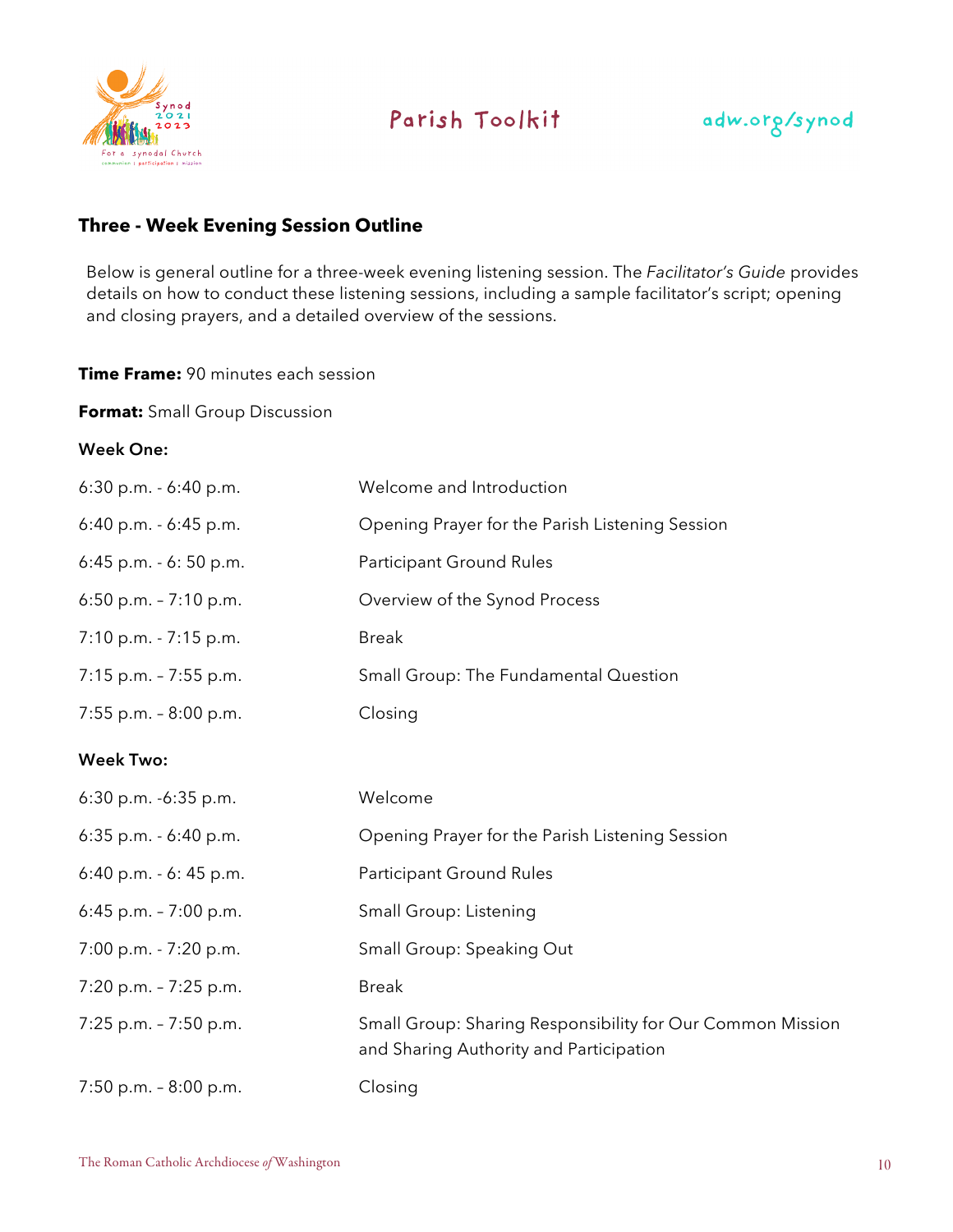## Three - Week Evening Session Outline

Below is general outline for a three-week evening listening session. The *Facilitator's Guide* provides details on how to conduct these listening sessions, including a sample facilitator's script; opening and closing prayers, and a detailed overview of the sessions.

**Time Frame:** 90 minutes each session

**Format:** Small Group Discussion

**Week One:**

| | |
|---|---|
| 6:30 p.m. - 6:40 p.m. | Welcome and Introduction |
| 6:40 p.m. - 6:45 p.m. | Opening Prayer for the Parish Listening Session |
| 6:45 p.m. - 6: 50 p.m. | Participant Ground Rules |
| 6:50 p.m. – 7:10 p.m. | Overview of the Synod Process |
| 7:10 p.m. - 7:15 p.m. | Break |
| 7:15 p.m. – 7:55 p.m. | Small Group: The Fundamental Question |
| 7:55 p.m. – 8:00 p.m. | Closing |

**Week Two:**

| | |
|---|---|
| 6:30 p.m. -6:35 p.m. | Welcome |
| 6:35 p.m. - 6:40 p.m. | Opening Prayer for the Parish Listening Session |
| 6:40 p.m. - 6: 45 p.m. | Participant Ground Rules |
| 6:45 p.m. – 7:00 p.m. | Small Group: Listening |
| 7:00 p.m. - 7:20 p.m. | Small Group: Speaking Out |
| 7:20 p.m. – 7:25 p.m. | Break |
| 7:25 p.m. – 7:50 p.m. | Small Group: Sharing Responsibility for Our Common Mission and Sharing Authority and Participation |
| 7:50 p.m. – 8:00 p.m. | Closing |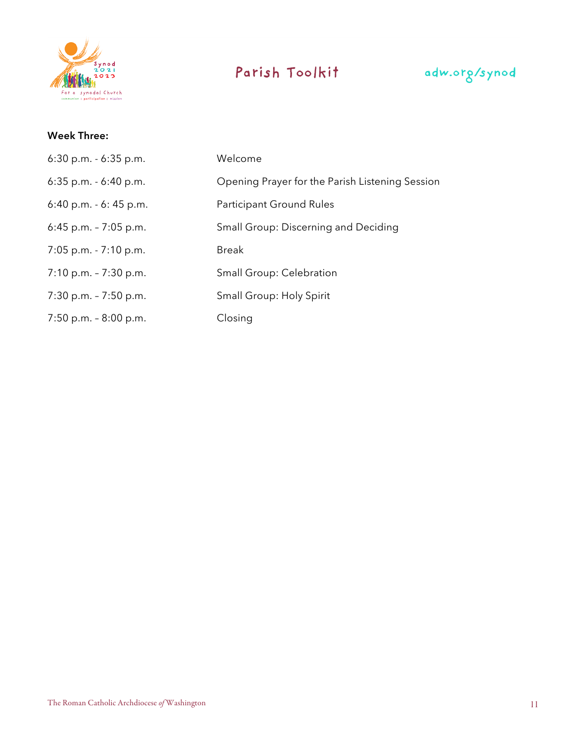**Week Three:**

| | |
|---|---|
| 6:30 p.m. - 6:35 p.m. | Welcome |
| 6:35 p.m. - 6:40 p.m. | Opening Prayer for the Parish Listening Session |
| 6:40 p.m. - 6: 45 p.m. | Participant Ground Rules |
| 6:45 p.m. – 7:05 p.m. | Small Group: Discerning and Deciding |
| 7:05 p.m. - 7:10 p.m. | Break |
| 7:10 p.m. – 7:30 p.m. | Small Group: Celebration |
| 7:30 p.m. – 7:50 p.m. | Small Group: Holy Spirit |
| 7:50 p.m. – 8:00 p.m. | Closing |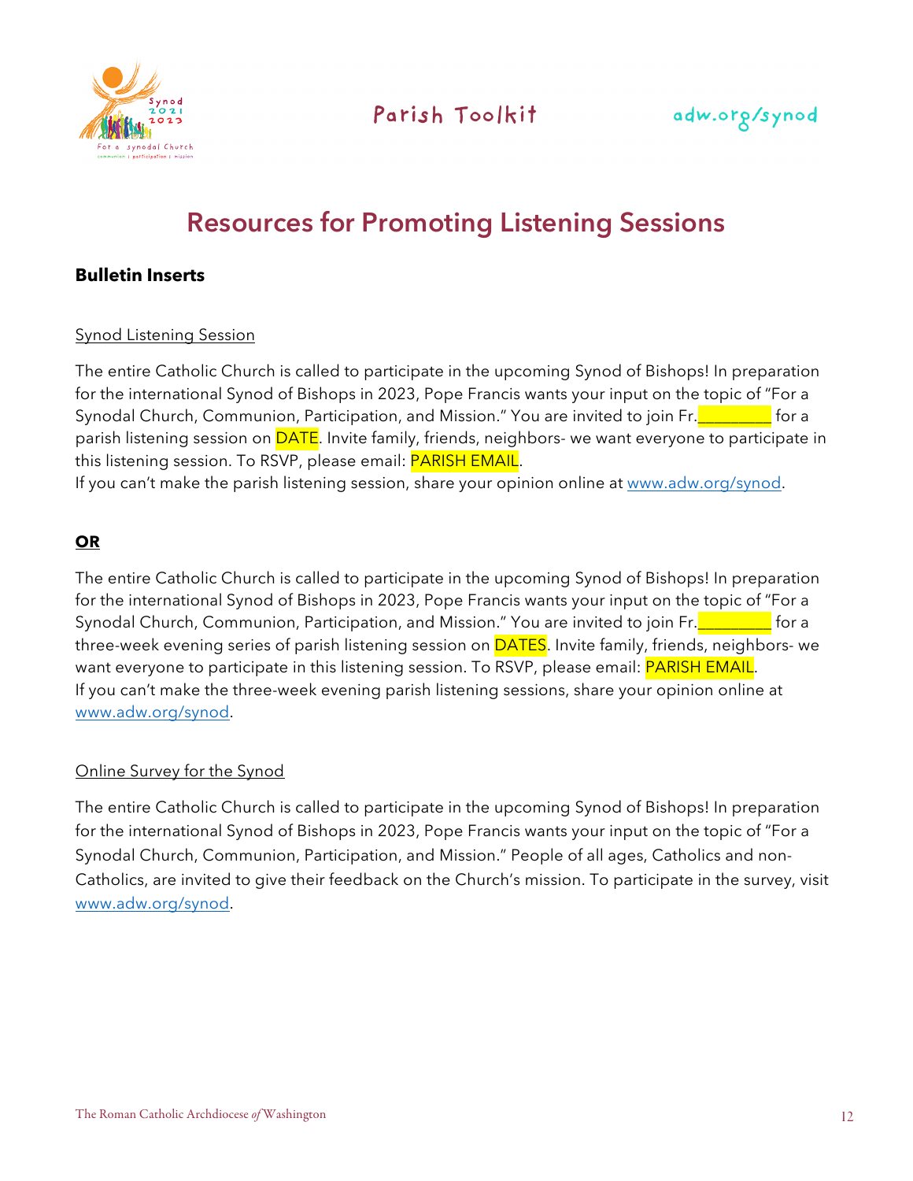# Resources for Promoting Listening Sessions

**Bulletin Inserts**

Synod Listening Session

The entire Catholic Church is called to participate in the upcoming Synod of Bishops! In preparation for the international Synod of Bishops in 2023, Pope Francis wants your input on the topic of "For a Synodal Church, Communion, Participation, and Mission." You are invited to join Fr.________ for a parish listening session on DATE. Invite family, friends, neighbors- we want everyone to participate in this listening session. To RSVP, please email: PARISH EMAIL.
If you can't make the parish listening session, share your opinion online at www.adw.org/synod.

**OR**

The entire Catholic Church is called to participate in the upcoming Synod of Bishops! In preparation for the international Synod of Bishops in 2023, Pope Francis wants your input on the topic of "For a Synodal Church, Communion, Participation, and Mission." You are invited to join Fr.________ for a three-week evening series of parish listening session on DATES. Invite family, friends, neighbors- we want everyone to participate in this listening session. To RSVP, please email: PARISH EMAIL.
If you can't make the three-week evening parish listening sessions, share your opinion online at www.adw.org/synod.

Online Survey for the Synod

The entire Catholic Church is called to participate in the upcoming Synod of Bishops! In preparation for the international Synod of Bishops in 2023, Pope Francis wants your input on the topic of "For a Synodal Church, Communion, Participation, and Mission." People of all ages, Catholics and non-Catholics, are invited to give their feedback on the Church's mission. To participate in the survey, visit www.adw.org/synod.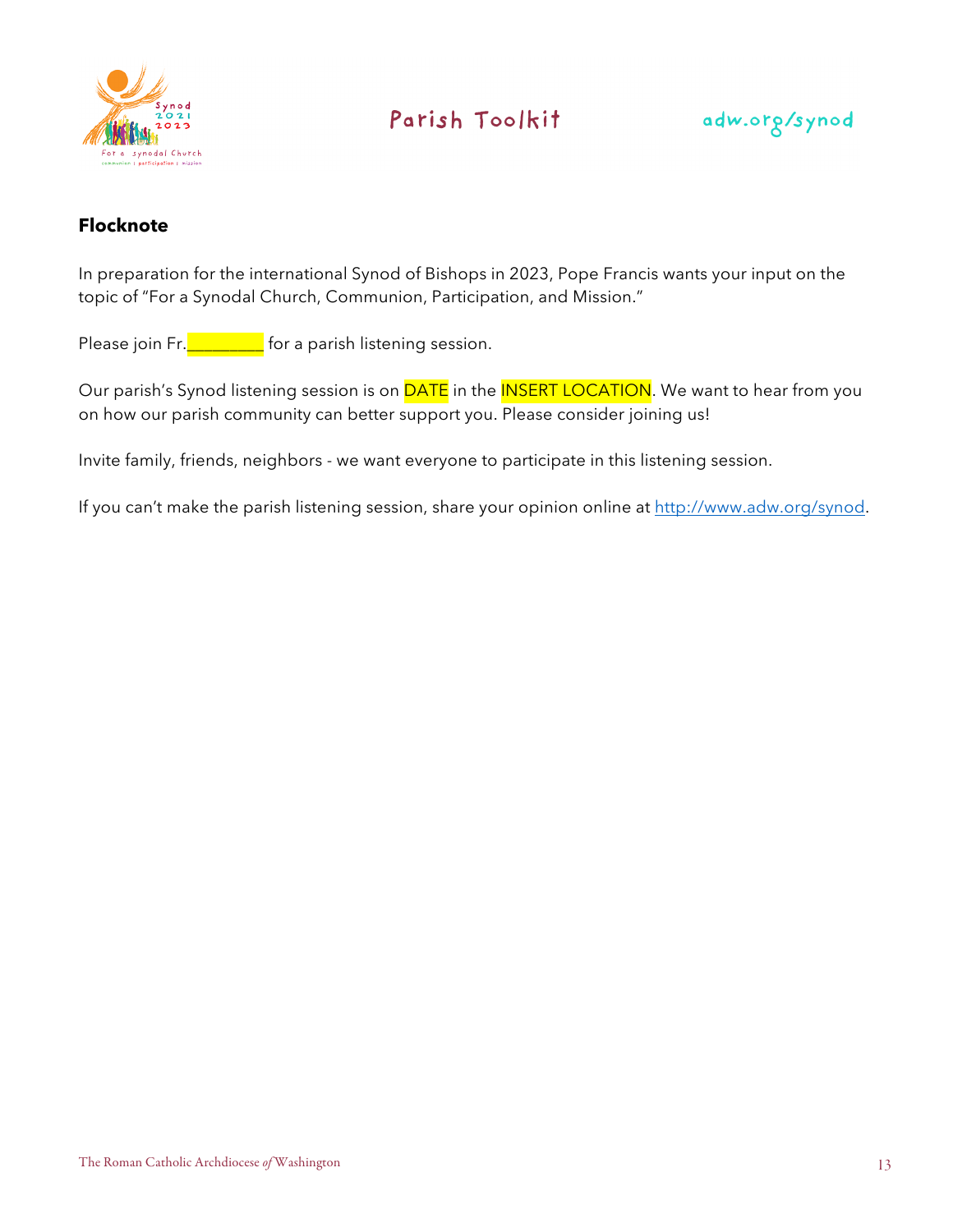## Flocknote

In preparation for the international Synod of Bishops in 2023, Pope Francis wants your input on the topic of "For a Synodal Church, Communion, Participation, and Mission."

Please join Fr.________ for a parish listening session.

Our parish's Synod listening session is on DATE in the INSERT LOCATION. We want to hear from you on how our parish community can better support you. Please consider joining us!

Invite family, friends, neighbors - we want everyone to participate in this listening session.

If you can't make the parish listening session, share your opinion online at http://www.adw.org/synod.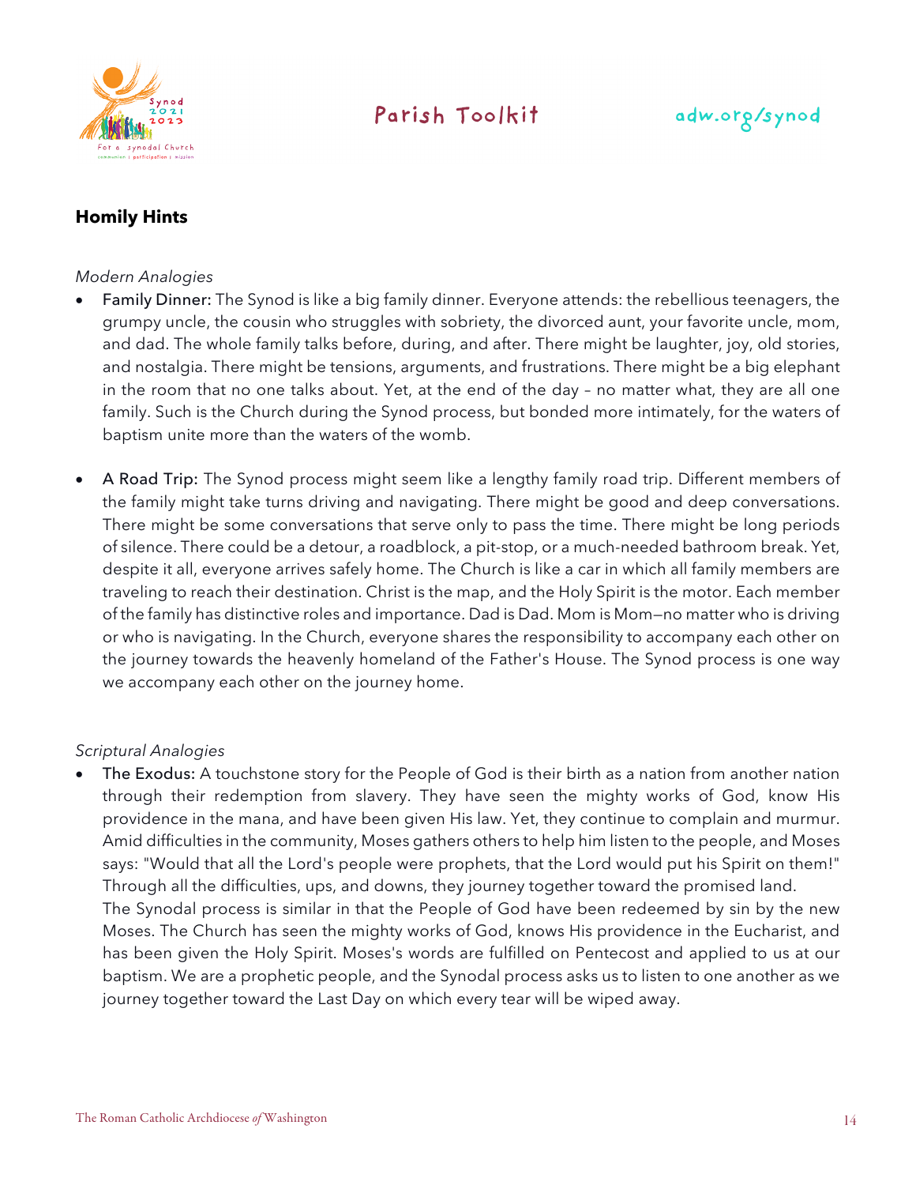## Homily Hints

*Modern Analogies*

- **Family Dinner:** The Synod is like a big family dinner. Everyone attends: the rebellious teenagers, the grumpy uncle, the cousin who struggles with sobriety, the divorced aunt, your favorite uncle, mom, and dad. The whole family talks before, during, and after. There might be laughter, joy, old stories, and nostalgia. There might be tensions, arguments, and frustrations. There might be a big elephant in the room that no one talks about. Yet, at the end of the day – no matter what, they are all one family. Such is the Church during the Synod process, but bonded more intimately, for the waters of baptism unite more than the waters of the womb.

- **A Road Trip:** The Synod process might seem like a lengthy family road trip. Different members of the family might take turns driving and navigating. There might be good and deep conversations. There might be some conversations that serve only to pass the time. There might be long periods of silence. There could be a detour, a roadblock, a pit-stop, or a much-needed bathroom break. Yet, despite it all, everyone arrives safely home. The Church is like a car in which all family members are traveling to reach their destination. Christ is the map, and the Holy Spirit is the motor. Each member of the family has distinctive roles and importance. Dad is Dad. Mom is Mom—no matter who is driving or who is navigating. In the Church, everyone shares the responsibility to accompany each other on the journey towards the heavenly homeland of the Father's House. The Synod process is one way we accompany each other on the journey home.

*Scriptural Analogies*

- **The Exodus:** A touchstone story for the People of God is their birth as a nation from another nation through their redemption from slavery. They have seen the mighty works of God, know His providence in the mana, and have been given His law. Yet, they continue to complain and murmur. Amid difficulties in the community, Moses gathers others to help him listen to the people, and Moses says: "Would that all the Lord's people were prophets, that the Lord would put his Spirit on them!" Through all the difficulties, ups, and downs, they journey together toward the promised land.
  The Synodal process is similar in that the People of God have been redeemed by sin by the new Moses. The Church has seen the mighty works of God, knows His providence in the Eucharist, and has been given the Holy Spirit. Moses's words are fulfilled on Pentecost and applied to us at our baptism. We are a prophetic people, and the Synodal process asks us to listen to one another as we journey together toward the Last Day on which every tear will be wiped away.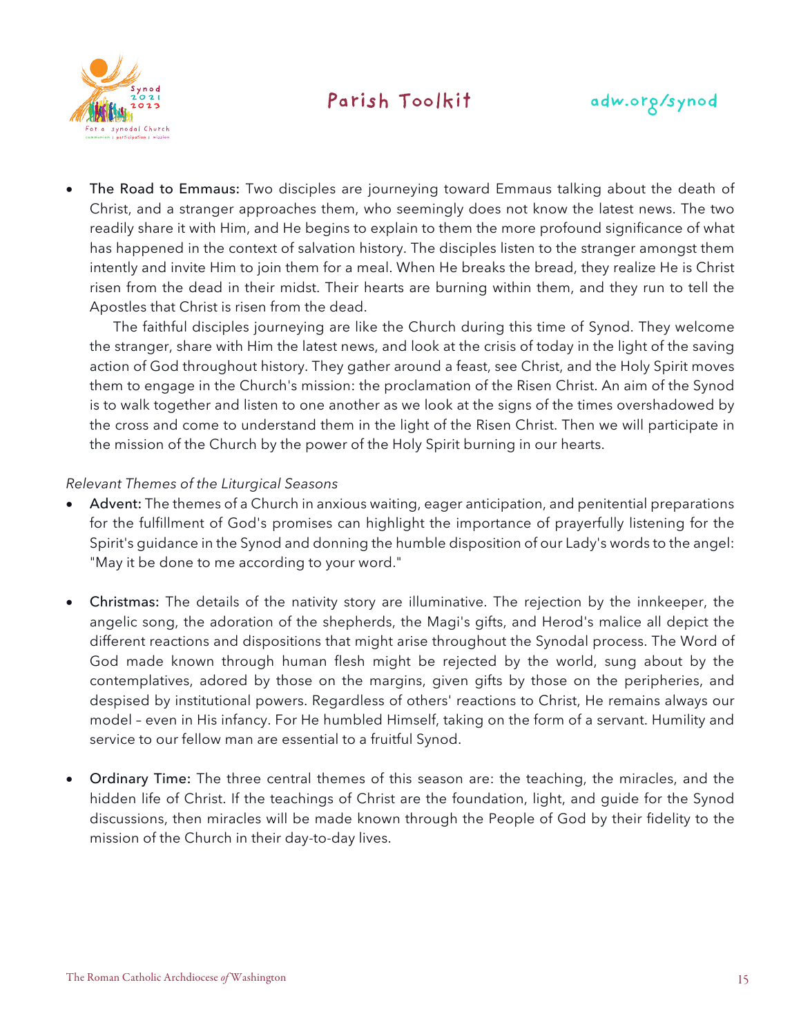- **The Road to Emmaus:** Two disciples are journeying toward Emmaus talking about the death of Christ, and a stranger approaches them, who seemingly does not know the latest news. The two readily share it with Him, and He begins to explain to them the more profound significance of what has happened in the context of salvation history. The disciples listen to the stranger amongst them intently and invite Him to join them for a meal. When He breaks the bread, they realize He is Christ risen from the dead in their midst. Their hearts are burning within them, and they run to tell the Apostles that Christ is risen from the dead.

  The faithful disciples journeying are like the Church during this time of Synod. They welcome the stranger, share with Him the latest news, and look at the crisis of today in the light of the saving action of God throughout history. They gather around a feast, see Christ, and the Holy Spirit moves them to engage in the Church's mission: the proclamation of the Risen Christ. An aim of the Synod is to walk together and listen to one another as we look at the signs of the times overshadowed by the cross and come to understand them in the light of the Risen Christ. Then we will participate in the mission of the Church by the power of the Holy Spirit burning in our hearts.

*Relevant Themes of the Liturgical Seasons*

- **Advent:** The themes of a Church in anxious waiting, eager anticipation, and penitential preparations for the fulfillment of God's promises can highlight the importance of prayerfully listening for the Spirit's guidance in the Synod and donning the humble disposition of our Lady's words to the angel: "May it be done to me according to your word."

- **Christmas:** The details of the nativity story are illuminative. The rejection by the innkeeper, the angelic song, the adoration of the shepherds, the Magi's gifts, and Herod's malice all depict the different reactions and dispositions that might arise throughout the Synodal process. The Word of God made known through human flesh might be rejected by the world, sung about by the contemplatives, adored by those on the margins, given gifts by those on the peripheries, and despised by institutional powers. Regardless of others' reactions to Christ, He remains always our model – even in His infancy. For He humbled Himself, taking on the form of a servant. Humility and service to our fellow man are essential to a fruitful Synod.

- **Ordinary Time:** The three central themes of this season are: the teaching, the miracles, and the hidden life of Christ. If the teachings of Christ are the foundation, light, and guide for the Synod discussions, then miracles will be made known through the People of God by their fidelity to the mission of the Church in their day-to-day lives.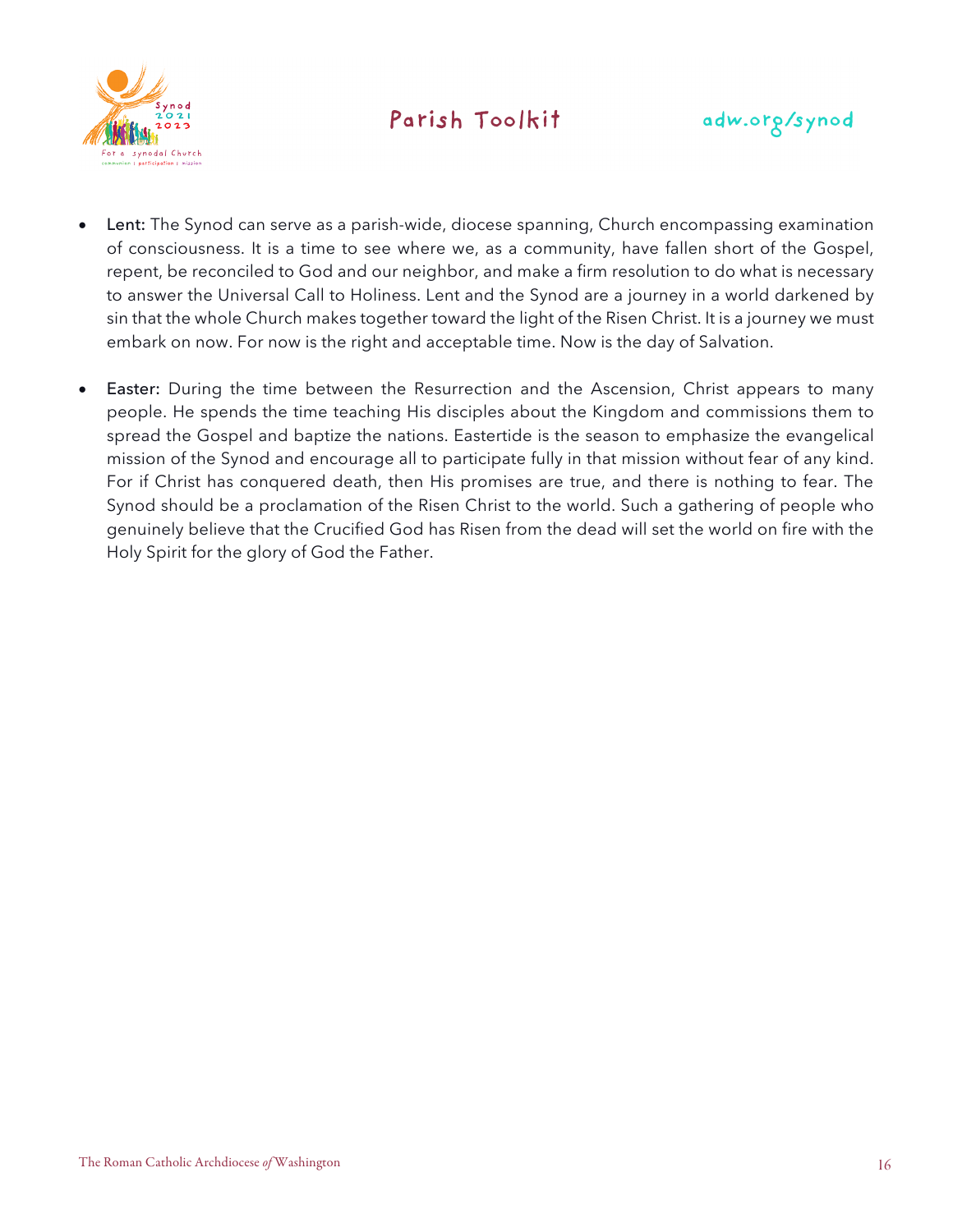- **Lent:** The Synod can serve as a parish-wide, diocese spanning, Church encompassing examination of consciousness. It is a time to see where we, as a community, have fallen short of the Gospel, repent, be reconciled to God and our neighbor, and make a firm resolution to do what is necessary to answer the Universal Call to Holiness. Lent and the Synod are a journey in a world darkened by sin that the whole Church makes together toward the light of the Risen Christ. It is a journey we must embark on now. For now is the right and acceptable time. Now is the day of Salvation.

- **Easter:** During the time between the Resurrection and the Ascension, Christ appears to many people. He spends the time teaching His disciples about the Kingdom and commissions them to spread the Gospel and baptize the nations. Eastertide is the season to emphasize the evangelical mission of the Synod and encourage all to participate fully in that mission without fear of any kind. For if Christ has conquered death, then His promises are true, and there is nothing to fear. The Synod should be a proclamation of the Risen Christ to the world. Such a gathering of people who genuinely believe that the Crucified God has Risen from the dead will set the world on fire with the Holy Spirit for the glory of God the Father.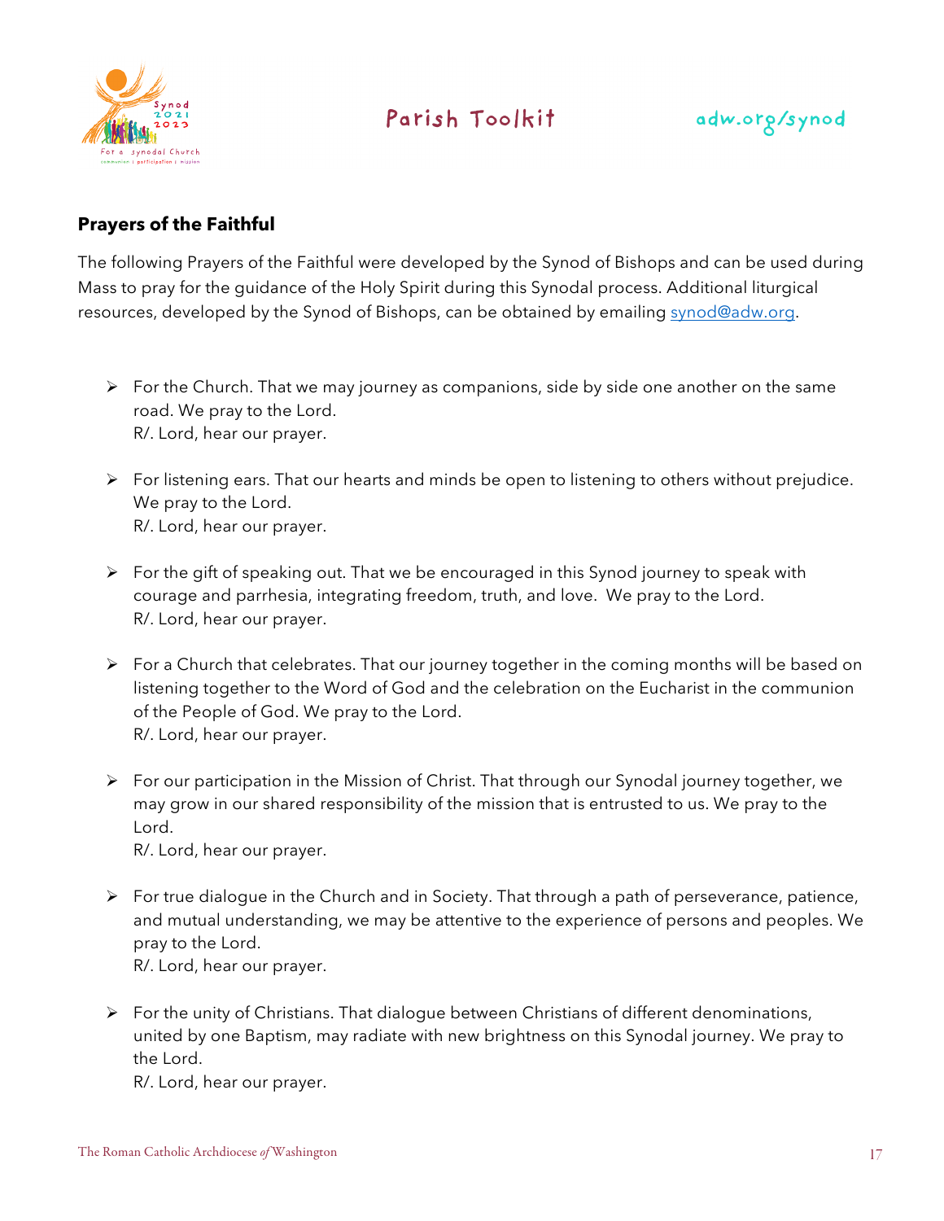## Prayers of the Faithful

The following Prayers of the Faithful were developed by the Synod of Bishops and can be used during Mass to pray for the guidance of the Holy Spirit during this Synodal process. Additional liturgical resources, developed by the Synod of Bishops, can be obtained by emailing synod@adw.org.

- For the Church. That we may journey as companions, side by side one another on the same road. We pray to the Lord.
  R/. Lord, hear our prayer.

- For listening ears. That our hearts and minds be open to listening to others without prejudice. We pray to the Lord.
  R/. Lord, hear our prayer.

- For the gift of speaking out. That we be encouraged in this Synod journey to speak with courage and parrhesia, integrating freedom, truth, and love. We pray to the Lord.
  R/. Lord, hear our prayer.

- For a Church that celebrates. That our journey together in the coming months will be based on listening together to the Word of God and the celebration on the Eucharist in the communion of the People of God. We pray to the Lord.
  R/. Lord, hear our prayer.

- For our participation in the Mission of Christ. That through our Synodal journey together, we may grow in our shared responsibility of the mission that is entrusted to us. We pray to the Lord.
  R/. Lord, hear our prayer.

- For true dialogue in the Church and in Society. That through a path of perseverance, patience, and mutual understanding, we may be attentive to the experience of persons and peoples. We pray to the Lord.
  R/. Lord, hear our prayer.

- For the unity of Christians. That dialogue between Christians of different denominations, united by one Baptism, may radiate with new brightness on this Synodal journey. We pray to the Lord.
  R/. Lord, hear our prayer.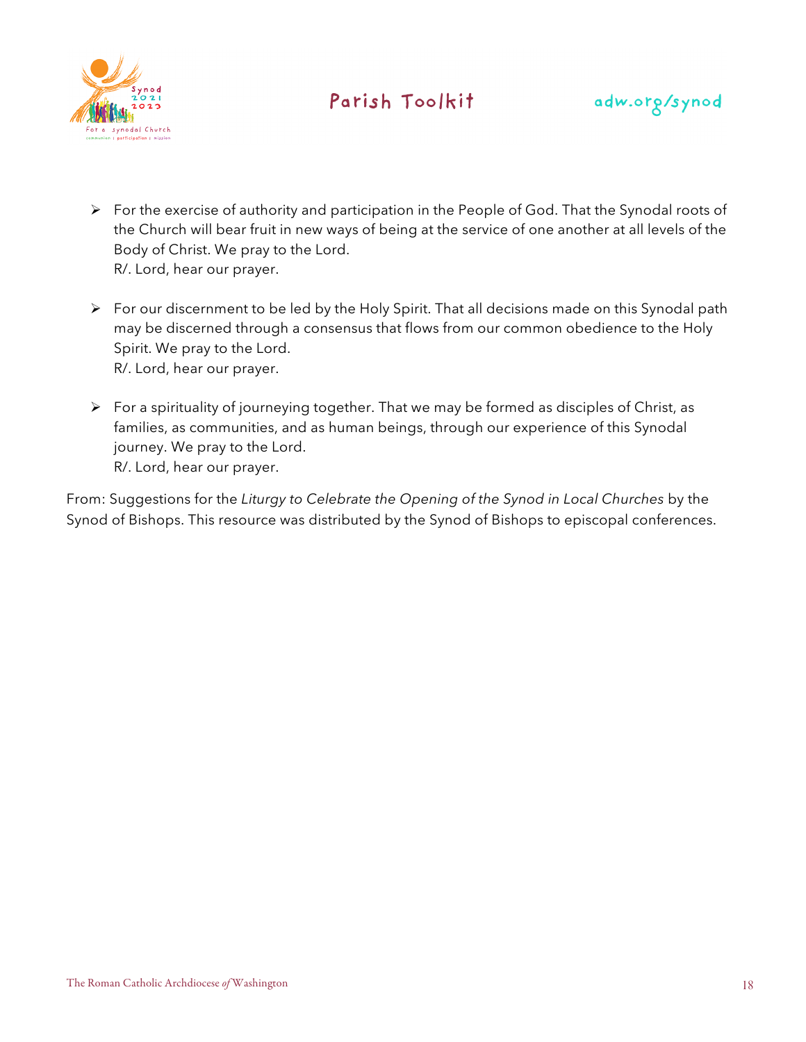- For the exercise of authority and participation in the People of God. That the Synodal roots of the Church will bear fruit in new ways of being at the service of one another at all levels of the Body of Christ. We pray to the Lord.
  R/. Lord, hear our prayer.

- For our discernment to be led by the Holy Spirit. That all decisions made on this Synodal path may be discerned through a consensus that flows from our common obedience to the Holy Spirit. We pray to the Lord.
  R/. Lord, hear our prayer.

- For a spirituality of journeying together. That we may be formed as disciples of Christ, as families, as communities, and as human beings, through our experience of this Synodal journey. We pray to the Lord.
  R/. Lord, hear our prayer.

From: Suggestions for the *Liturgy to Celebrate the Opening of the Synod in Local Churches* by the Synod of Bishops. This resource was distributed by the Synod of Bishops to episcopal conferences.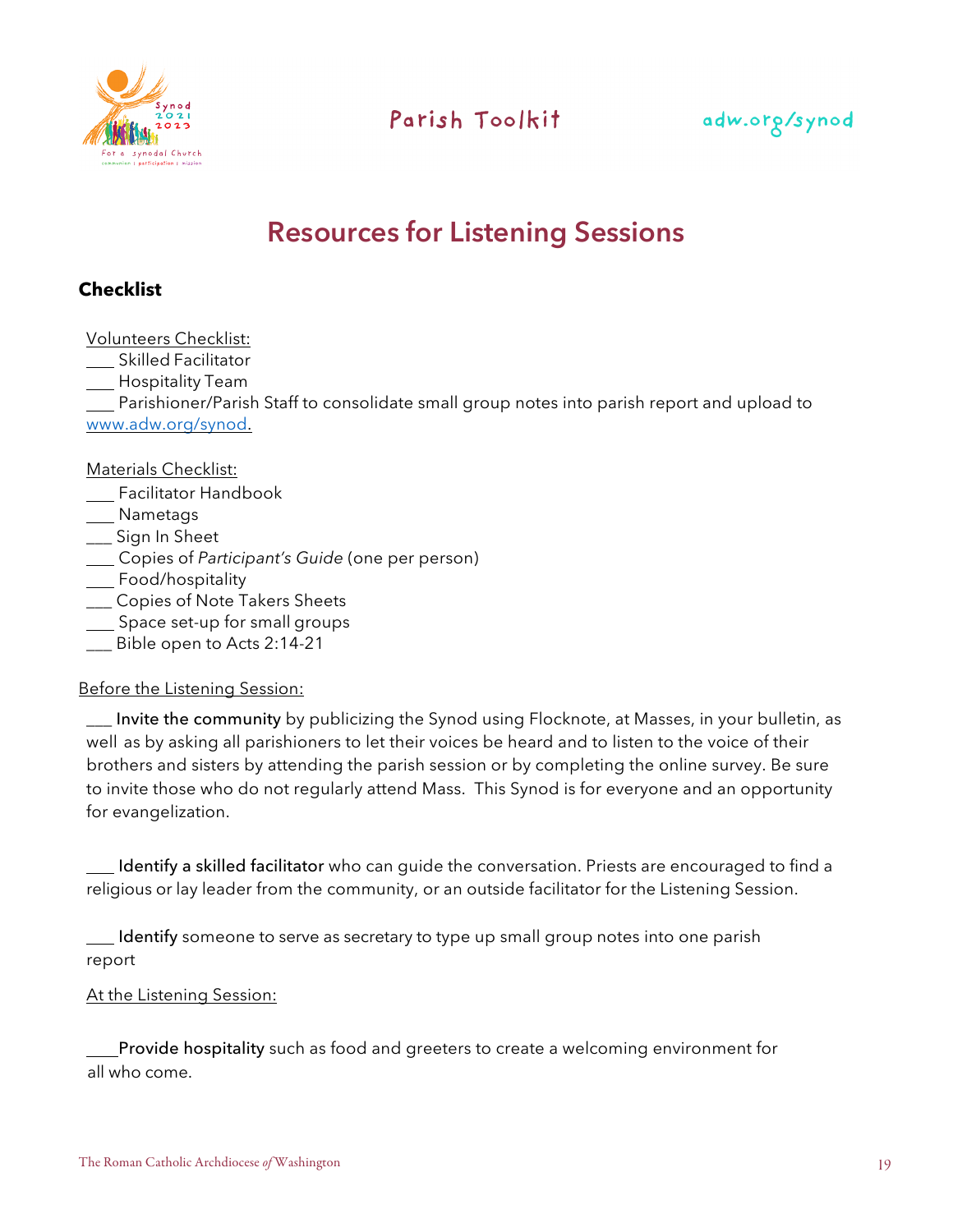# Resources for Listening Sessions

### Checklist

Volunteers Checklist:

___ Skilled Facilitator
___ Hospitality Team
___ Parishioner/Parish Staff to consolidate small group notes into parish report and upload to www.adw.org/synod.

Materials Checklist:

___ Facilitator Handbook
___ Nametags
___ Sign In Sheet
___ Copies of *Participant's Guide* (one per person)
___ Food/hospitality
___ Copies of Note Takers Sheets
___ Space set-up for small groups
___ Bible open to Acts 2:14-21

Before the Listening Session:

___ **Invite the community** by publicizing the Synod using Flocknote, at Masses, in your bulletin, as well as by asking all parishioners to let their voices be heard and to listen to the voice of their brothers and sisters by attending the parish session or by completing the online survey. Be sure to invite those who do not regularly attend Mass. This Synod is for everyone and an opportunity for evangelization.

___ **Identify a skilled facilitator** who can guide the conversation. Priests are encouraged to find a religious or lay leader from the community, or an outside facilitator for the Listening Session.

___ **Identify** someone to serve as secretary to type up small group notes into one parish report

At the Listening Session:

___ **Provide hospitality** such as food and greeters to create a welcoming environment for all who come.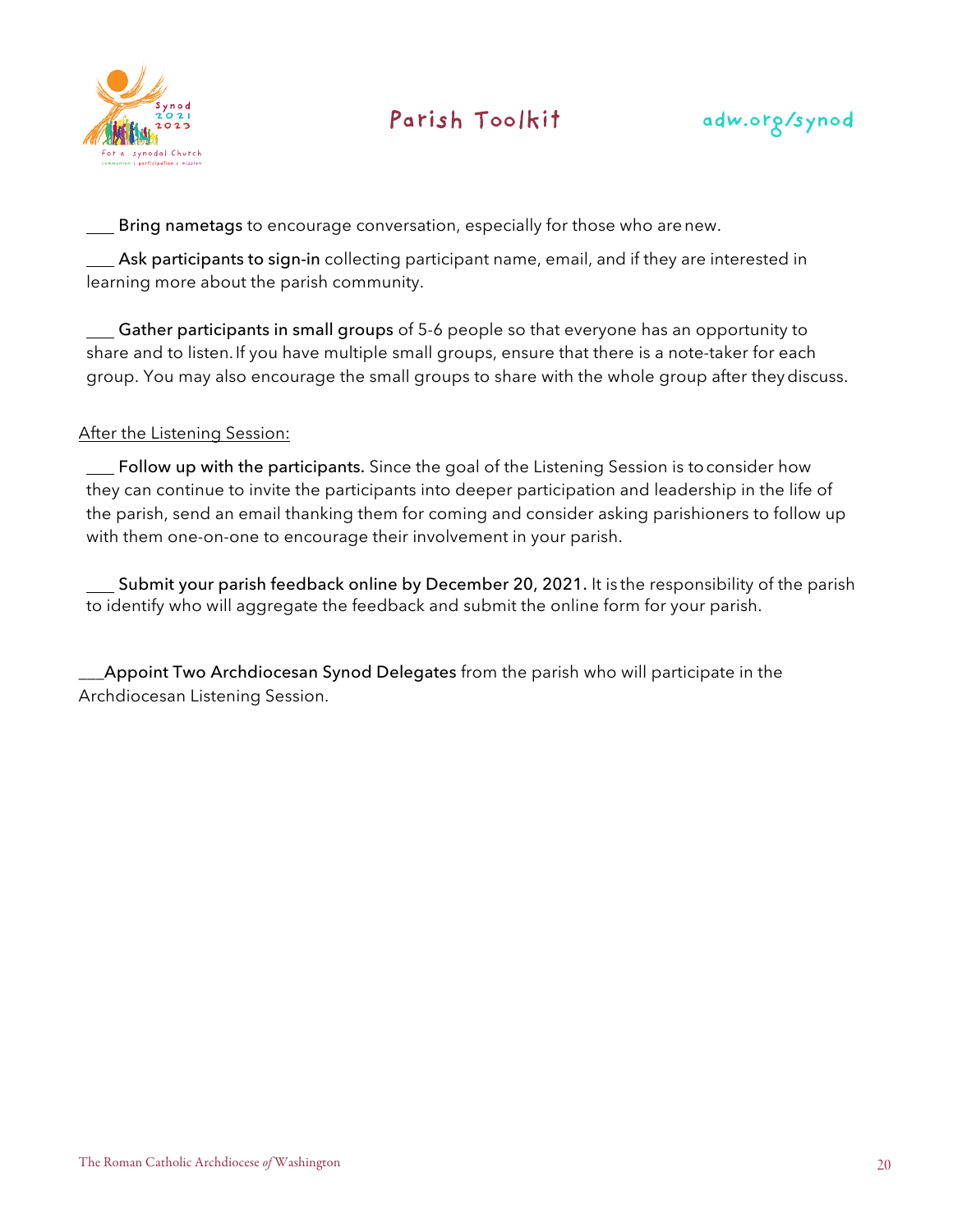___ **Bring nametags** to encourage conversation, especially for those who are new.

___ **Ask participants to sign-in** collecting participant name, email, and if they are interested in learning more about the parish community.

___ **Gather participants in small groups** of 5-6 people so that everyone has an opportunity to share and to listen. If you have multiple small groups, ensure that there is a note-taker for each group. You may also encourage the small groups to share with the whole group after they discuss.

<u>After the Listening Session:</u>

___ **Follow up with the participants.** Since the goal of the Listening Session is to consider how they can continue to invite the participants into deeper participation and leadership in the life of the parish, send an email thanking them for coming and consider asking parishioners to follow up with them one-on-one to encourage their involvement in your parish.

___ **Submit your parish feedback online by December 20, 2021.** It is the responsibility of the parish to identify who will aggregate the feedback and submit the online form for your parish.

___**Appoint Two Archdiocesan Synod Delegates** from the parish who will participate in the Archdiocesan Listening Session.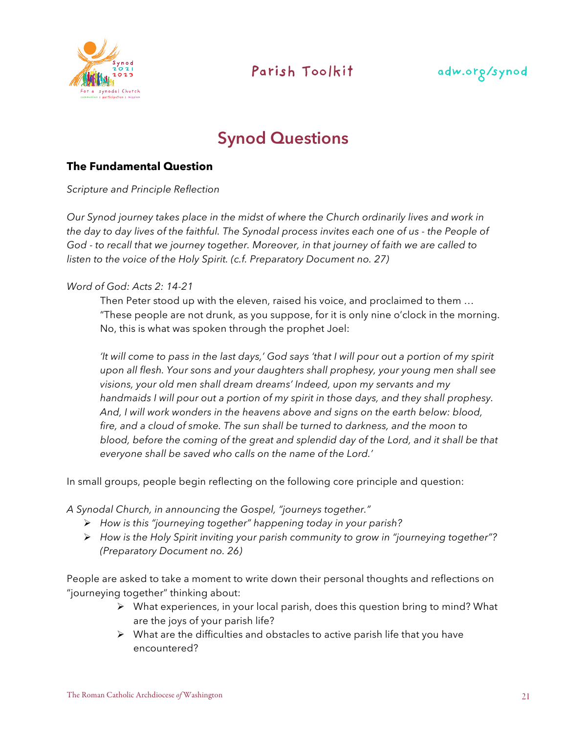# Synod Questions

### The Fundamental Question

*Scripture and Principle Reflection*

*Our Synod journey takes place in the midst of where the Church ordinarily lives and work in the day to day lives of the faithful. The Synodal process invites each one of us - the People of God - to recall that we journey together. Moreover, in that journey of faith we are called to listen to the voice of the Holy Spirit. (c.f. Preparatory Document no. 27)*

*Word of God: Acts 2: 14-21*

> Then Peter stood up with the eleven, raised his voice, and proclaimed to them … "These people are not drunk, as you suppose, for it is only nine o'clock in the morning. No, this is what was spoken through the prophet Joel:
>
> *'It will come to pass in the last days,' God says 'that I will pour out a portion of my spirit upon all flesh. Your sons and your daughters shall prophesy, your young men shall see visions, your old men shall dream dreams' Indeed, upon my servants and my handmaids I will pour out a portion of my spirit in those days, and they shall prophesy. And, I will work wonders in the heavens above and signs on the earth below: blood, fire, and a cloud of smoke. The sun shall be turned to darkness, and the moon to blood, before the coming of the great and splendid day of the Lord, and it shall be that everyone shall be saved who calls on the name of the Lord.'*

In small groups, people begin reflecting on the following core principle and question:

*A Synodal Church, in announcing the Gospel, "journeys together."*

- *How is this "journeying together" happening today in your parish?*
- *How is the Holy Spirit inviting your parish community to grow in "journeying together"? (Preparatory Document no. 26)*

People are asked to take a moment to write down their personal thoughts and reflections on "journeying together" thinking about:

- What experiences, in your local parish, does this question bring to mind? What are the joys of your parish life?
- What are the difficulties and obstacles to active parish life that you have encountered?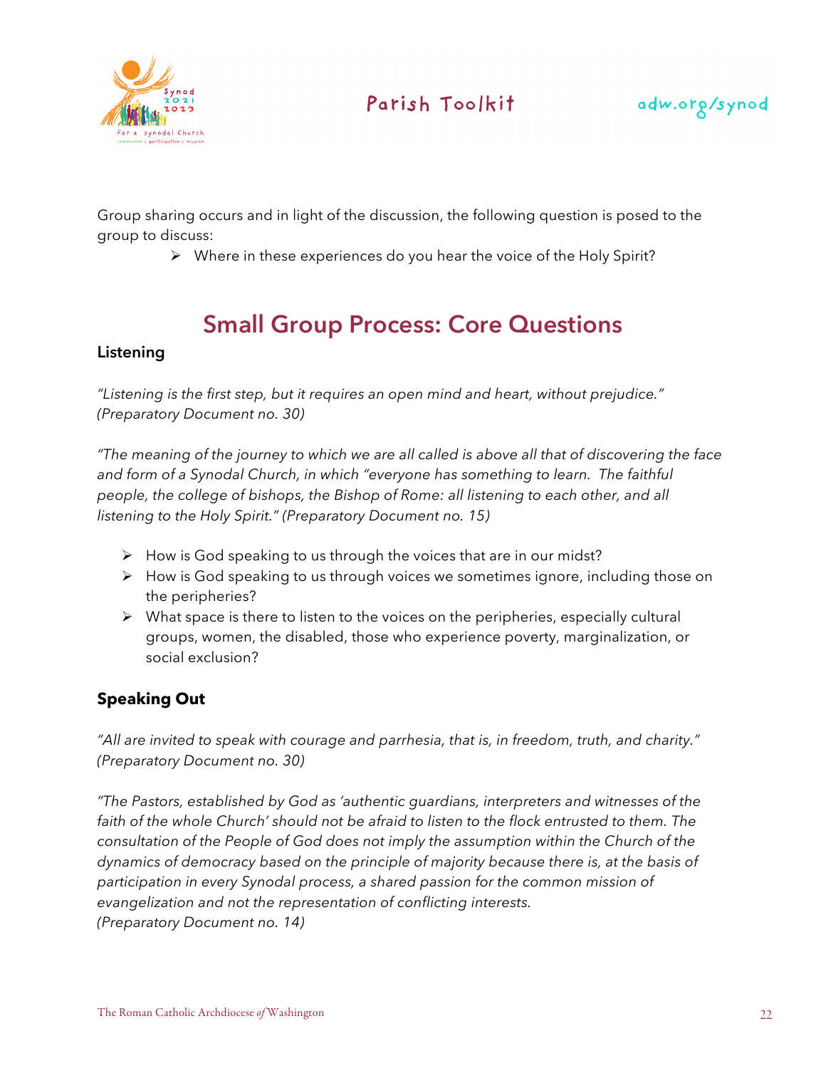Group sharing occurs and in light of the discussion, the following question is posed to the group to discuss:

- Where in these experiences do you hear the voice of the Holy Spirit?

## Small Group Process: Core Questions

### Listening

*"Listening is the first step, but it requires an open mind and heart, without prejudice." (Preparatory Document no. 30)*

*"The meaning of the journey to which we are all called is above all that of discovering the face and form of a Synodal Church, in which "everyone has something to learn. The faithful people, the college of bishops, the Bishop of Rome: all listening to each other, and all listening to the Holy Spirit." (Preparatory Document no. 15)*

- How is God speaking to us through the voices that are in our midst?
- How is God speaking to us through voices we sometimes ignore, including those on the peripheries?
- What space is there to listen to the voices on the peripheries, especially cultural groups, women, the disabled, those who experience poverty, marginalization, or social exclusion?

### Speaking Out

*"All are invited to speak with courage and parrhesia, that is, in freedom, truth, and charity." (Preparatory Document no. 30)*

*"The Pastors, established by God as 'authentic guardians, interpreters and witnesses of the faith of the whole Church' should not be afraid to listen to the flock entrusted to them. The consultation of the People of God does not imply the assumption within the Church of the dynamics of democracy based on the principle of majority because there is, at the basis of participation in every Synodal process, a shared passion for the common mission of evangelization and not the representation of conflicting interests. (Preparatory Document no. 14)*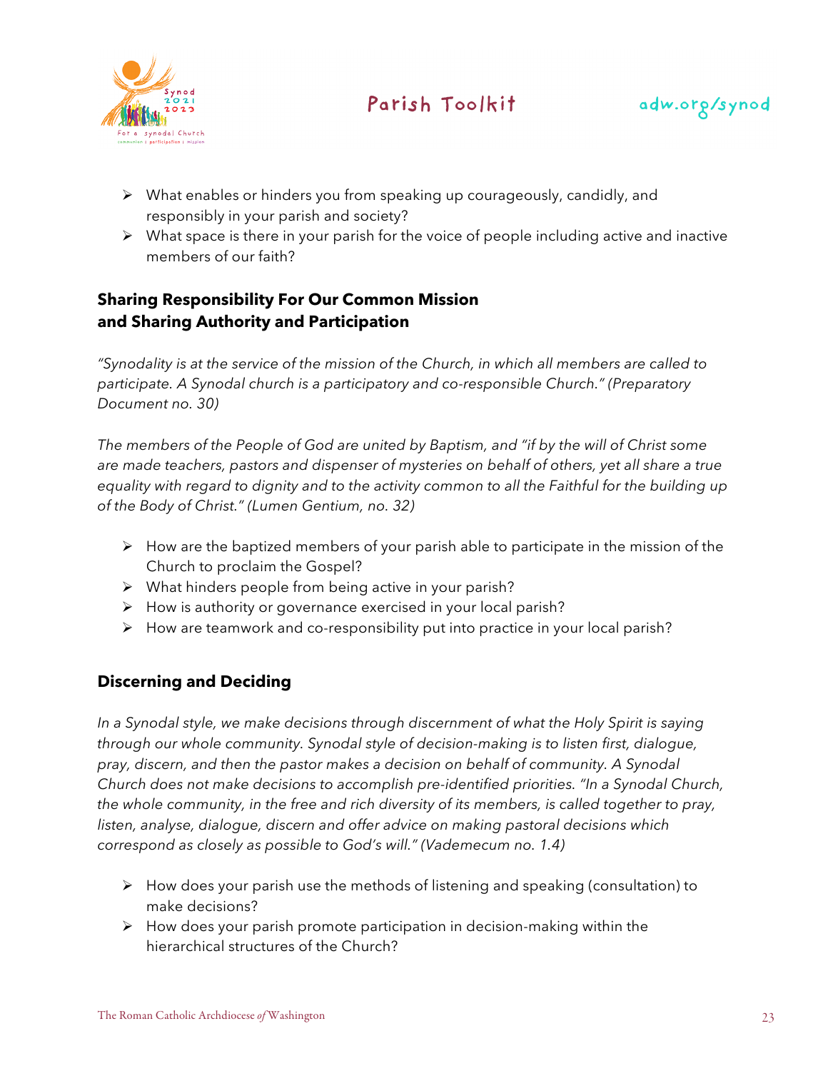- What enables or hinders you from speaking up courageously, candidly, and responsibly in your parish and society?
- What space is there in your parish for the voice of people including active and inactive members of our faith?

## Sharing Responsibility For Our Common Mission and Sharing Authority and Participation

*"Synodality is at the service of the mission of the Church, in which all members are called to participate. A Synodal church is a participatory and co-responsible Church." (Preparatory Document no. 30)*

*The members of the People of God are united by Baptism, and "if by the will of Christ some are made teachers, pastors and dispenser of mysteries on behalf of others, yet all share a true equality with regard to dignity and to the activity common to all the Faithful for the building up of the Body of Christ." (Lumen Gentium, no. 32)*

- How are the baptized members of your parish able to participate in the mission of the Church to proclaim the Gospel?
- What hinders people from being active in your parish?
- How is authority or governance exercised in your local parish?
- How are teamwork and co-responsibility put into practice in your local parish?

## Discerning and Deciding

*In a Synodal style, we make decisions through discernment of what the Holy Spirit is saying through our whole community. Synodal style of decision-making is to listen first, dialogue, pray, discern, and then the pastor makes a decision on behalf of community. A Synodal Church does not make decisions to accomplish pre-identified priorities. "In a Synodal Church, the whole community, in the free and rich diversity of its members, is called together to pray, listen, analyse, dialogue, discern and offer advice on making pastoral decisions which correspond as closely as possible to God's will." (Vademecum no. 1.4)*

- How does your parish use the methods of listening and speaking (consultation) to make decisions?
- How does your parish promote participation in decision-making within the hierarchical structures of the Church?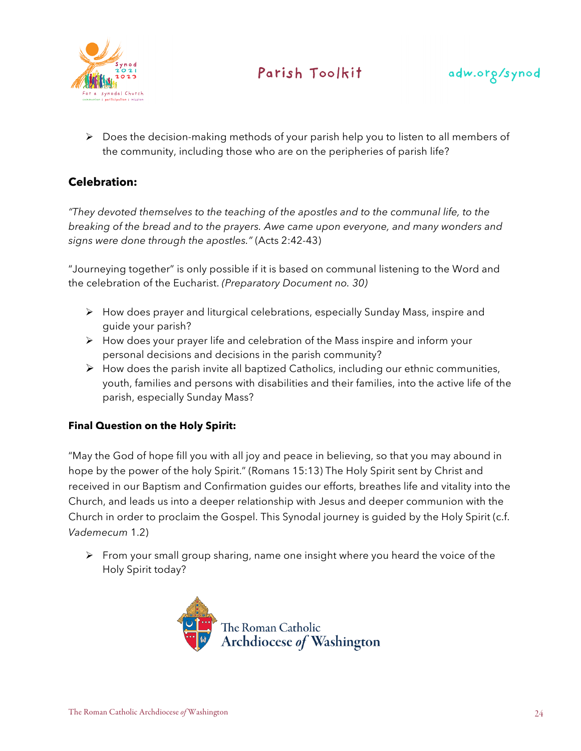- Does the decision-making methods of your parish help you to listen to all members of the community, including those who are on the peripheries of parish life?

**Celebration:**

*"They devoted themselves to the teaching of the apostles and to the communal life, to the breaking of the bread and to the prayers. Awe came upon everyone, and many wonders and signs were done through the apostles."* (Acts 2:42-43)

"Journeying together" is only possible if it is based on communal listening to the Word and the celebration of the Eucharist. *(Preparatory Document no. 30)*

- How does prayer and liturgical celebrations, especially Sunday Mass, inspire and guide your parish?
- How does your prayer life and celebration of the Mass inspire and inform your personal decisions and decisions in the parish community?
- How does the parish invite all baptized Catholics, including our ethnic communities, youth, families and persons with disabilities and their families, into the active life of the parish, especially Sunday Mass?

**Final Question on the Holy Spirit:**

"May the God of hope fill you with all joy and peace in believing, so that you may abound in hope by the power of the holy Spirit." (Romans 15:13) The Holy Spirit sent by Christ and received in our Baptism and Confirmation guides our efforts, breathes life and vitality into the Church, and leads us into a deeper relationship with Jesus and deeper communion with the Church in order to proclaim the Gospel. This Synodal journey is guided by the Holy Spirit (c.f. *Vademecum* 1.2)

- From your small group sharing, name one insight where you heard the voice of the Holy Spirit today?

The Roman Catholic Archdiocese *of* Washington